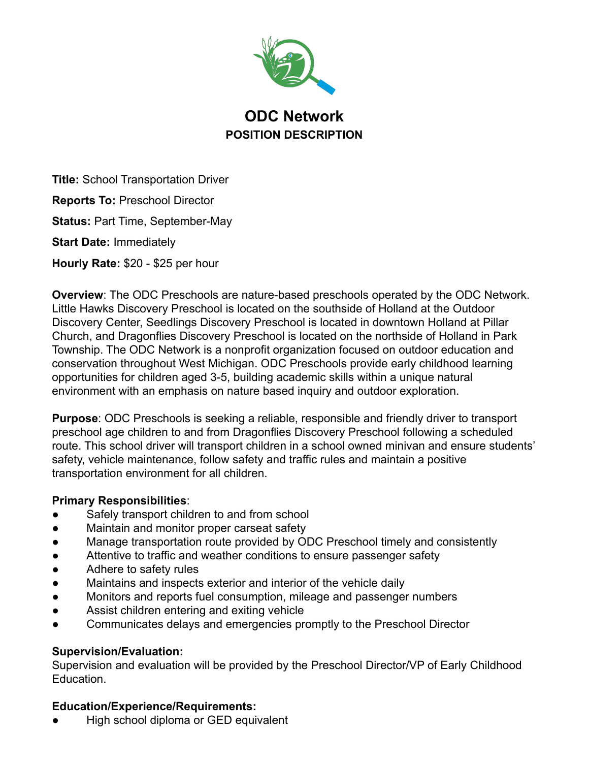# ODC Network

## POSITION DESCRIPTION

**Title:** School Transportation Driver

**Reports To:** Preschool Director

**Status:** Part Time, September-May

**Start Date:** Immediately

**Hourly Rate:** $20 - $25 per hour

**Overview**: The ODC Preschools are nature-based preschools operated by the ODC Network. Little Hawks Discovery Preschool is located on the southside of Holland at the Outdoor Discovery Center, Seedlings Discovery Preschool is located in downtown Holland at Pillar Church, and Dragonflies Discovery Preschool is located on the northside of Holland in Park Township. The ODC Network is a nonprofit organization focused on outdoor education and conservation throughout West Michigan. ODC Preschools provide early childhood learning opportunities for children aged 3-5, building academic skills within a unique natural environment with an emphasis on nature based inquiry and outdoor exploration.

**Purpose**: ODC Preschools is seeking a reliable, responsible and friendly driver to transport preschool age children to and from Dragonflies Discovery Preschool following a scheduled route. This school driver will transport children in a school owned minivan and ensure students' safety, vehicle maintenance, follow safety and traffic rules and maintain a positive transportation environment for all children.

**Primary Responsibilities**:

- Safely transport children to and from school
- Maintain and monitor proper carseat safety
- Manage transportation route provided by ODC Preschool timely and consistently
- Attentive to traffic and weather conditions to ensure passenger safety
- Adhere to safety rules
- Maintains and inspects exterior and interior of the vehicle daily
- Monitors and reports fuel consumption, mileage and passenger numbers
- Assist children entering and exiting vehicle
- Communicates delays and emergencies promptly to the Preschool Director

**Supervision/Evaluation:**

Supervision and evaluation will be provided by the Preschool Director/VP of Early Childhood Education.

**Education/Experience/Requirements:**

- High school diploma or GED equivalent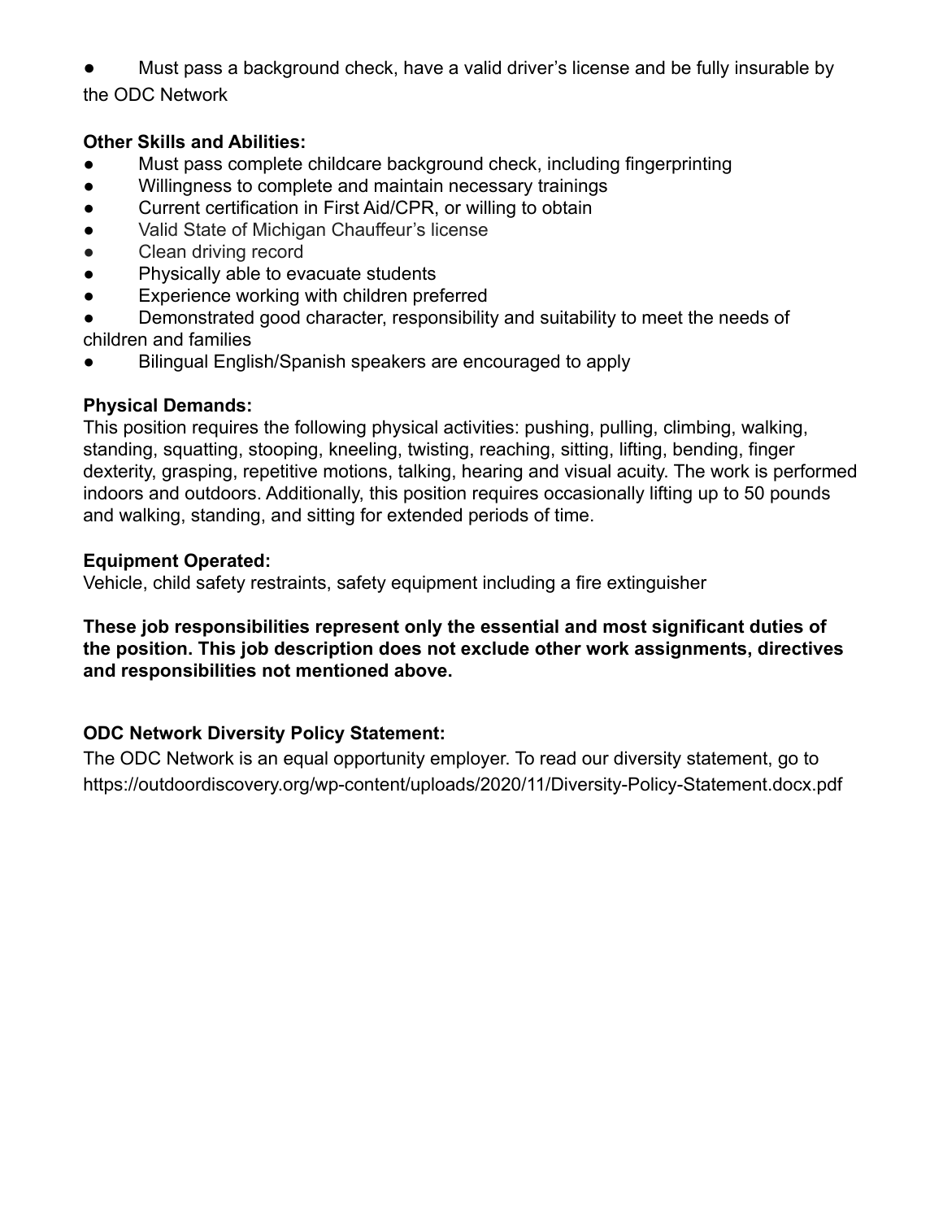- Must pass a background check, have a valid driver's license and be fully insurable by the ODC Network

**Other Skills and Abilities:**

- Must pass complete childcare background check, including fingerprinting
- Willingness to complete and maintain necessary trainings
- Current certification in First Aid/CPR, or willing to obtain
- Valid State of Michigan Chauffeur's license
- Clean driving record
- Physically able to evacuate students
- Experience working with children preferred
- Demonstrated good character, responsibility and suitability to meet the needs of children and families
- Bilingual English/Spanish speakers are encouraged to apply

**Physical Demands:**

This position requires the following physical activities: pushing, pulling, climbing, walking, standing, squatting, stooping, kneeling, twisting, reaching, sitting, lifting, bending, finger dexterity, grasping, repetitive motions, talking, hearing and visual acuity. The work is performed indoors and outdoors. Additionally, this position requires occasionally lifting up to 50 pounds and walking, standing, and sitting for extended periods of time.

**Equipment Operated:**

Vehicle, child safety restraints, safety equipment including a fire extinguisher

**These job responsibilities represent only the essential and most significant duties of the position. This job description does not exclude other work assignments, directives and responsibilities not mentioned above.**

**ODC Network Diversity Policy Statement:**

The ODC Network is an equal opportunity employer. To read our diversity statement, go to https://outdoordiscovery.org/wp-content/uploads/2020/11/Diversity-Policy-Statement.docx.pdf